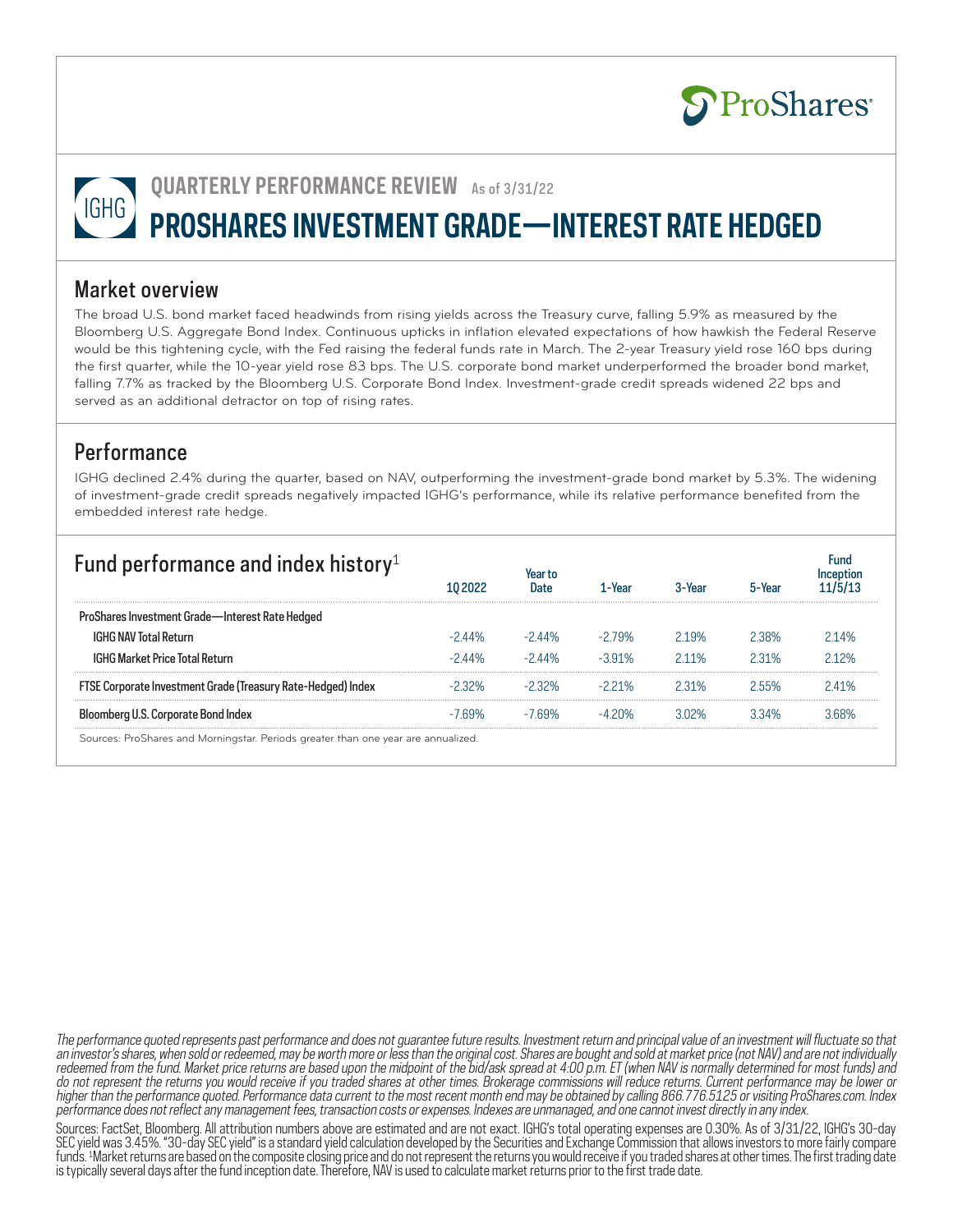ProShares

IGHG

## QUARTERLY PERFORMANCE REVIEW As of 3/31/22

# PROSHARES INVESTMENT GRADE—INTEREST RATE HEDGED

## Market overview

The broad U.S. bond market faced headwinds from rising yields across the Treasury curve, falling 5.9% as measured by the Bloomberg U.S. Aggregate Bond Index. Continuous upticks in inflation elevated expectations of how hawkish the Federal Reserve would be this tightening cycle, with the Fed raising the federal funds rate in March. The 2-year Treasury yield rose 160 bps during the first quarter, while the 10-year yield rose 83 bps. The U.S. corporate bond market underperformed the broader bond market, falling 7.7% as tracked by the Bloomberg U.S. Corporate Bond Index. Investment-grade credit spreads widened 22 bps and served as an additional detractor on top of rising rates.

## Performance

IGHG declined 2.4% during the quarter, based on NAV, outperforming the investment-grade bond market by 5.3%. The widening of investment-grade credit spreads negatively impacted IGHG's performance, while its relative performance benefited from the embedded interest rate hedge.

## Fund performance and index history[1]

| | 1Q 2022 | Year to Date | 1-Year | 3-Year | 5-Year | Fund Inception 11/5/13 |
|---|---|---|---|---|---|---|
| **ProShares Investment Grade—Interest Rate Hedged** | | | | | | |
| IGHG NAV Total Return | -2.44% | -2.44% | -2.79% | 2.19% | 2.38% | 2.14% |
| IGHG Market Price Total Return | -2.44% | -2.44% | -3.91% | 2.11% | 2.31% | 2.12% |
| FTSE Corporate Investment Grade (Treasury Rate-Hedged) Index | -2.32% | -2.32% | -2.21% | 2.31% | 2.55% | 2.41% |
| Bloomberg U.S. Corporate Bond Index | -7.69% | -7.69% | -4.20% | 3.02% | 3.34% | 3.68% |

Sources: ProShares and Morningstar. Periods greater than one year are annualized.

*The performance quoted represents past performance and does not guarantee future results. Investment return and principal value of an investment will fluctuate so that an investor's shares, when sold or redeemed, may be worth more or less than the original cost. Shares are bought and sold at market price (not NAV) and are not individually redeemed from the fund. Market price returns are based upon the midpoint of the bid/ask spread at 4:00 p.m. ET (when NAV is normally determined for most funds) and do not represent the returns you would receive if you traded shares at other times. Brokerage commissions will reduce returns. Current performance may be lower or higher than the performance quoted. Performance data current to the most recent month end may be obtained by calling 866.776.5125 or visiting ProShares.com. Index performance does not reflect any management fees, transaction costs or expenses. Indexes are unmanaged, and one cannot invest directly in any index.*

Sources: FactSet, Bloomberg. All attribution numbers above are estimated and are not exact. IGHG's total operating expenses are 0.30%. As of 3/31/22, IGHG's 30-day SEC yield was 3.45%. "30-day SEC yield" is a standard yield calculation developed by the Securities and Exchange Commission that allows investors to more fairly compare funds. [1]Market returns are based on the composite closing price and do not represent the returns you would receive if you traded shares at other times. The first trading date is typically several days after the fund inception date. Therefore, NAV is used to calculate market returns prior to the first trade date.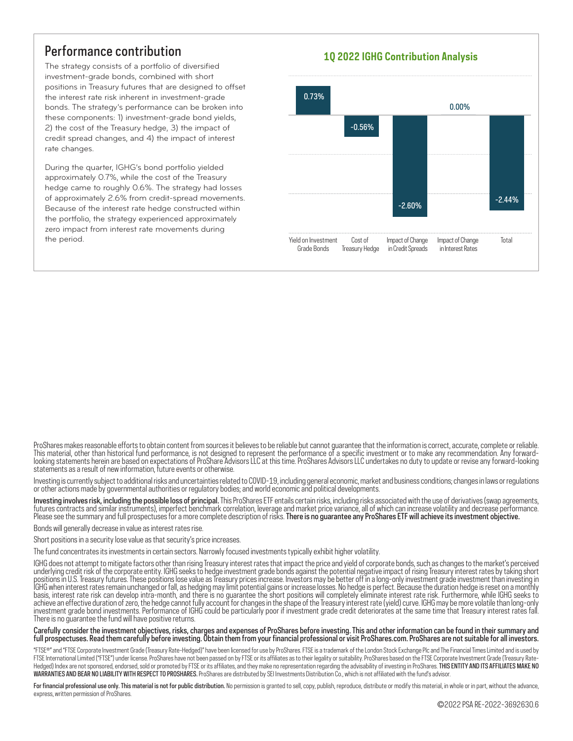## Performance contribution

The strategy consists of a portfolio of diversified investment-grade bonds, combined with short positions in Treasury futures that are designed to offset the interest rate risk inherent in investment-grade bonds. The strategy's performance can be broken into these components: 1) investment-grade bond yields, 2) the cost of the Treasury hedge, 3) the impact of credit spread changes, and 4) the impact of interest rate changes.

During the quarter, IGHG's bond portfolio yielded approximately 0.7%, while the cost of the Treasury hedge came to roughly 0.6%. The strategy had losses of approximately 2.6% from credit-spread movements. Because of the interest rate hedge constructed within the portfolio, the strategy experienced approximately zero impact from interest rate movements during the period.

### 1Q 2022 IGHG Contribution Analysis

0.73%
-0.56%
-2.60%
0.00%
-2.44%

Yield on Investment Grade Bonds
Cost of Treasury Hedge
Impact of Change in Credit Spreads
Impact of Change in Interest Rates
Total

ProShares makes reasonable efforts to obtain content from sources it believes to be reliable but cannot guarantee that the information is correct, accurate, complete or reliable. This material, other than historical fund performance, is not designed to represent the performance of a specific investment or to make any recommendation. Any forward-looking statements herein are based on expectations of ProShare Advisors LLC at this time. ProShares Advisors LLC undertakes no duty to update or revise any forward-looking statements as a result of new information, future events or otherwise.

Investing is currently subject to additional risks and uncertainties related to COVID-19, including general economic, market and business conditions; changes in laws or regulations or other actions made by governmental authorities or regulatory bodies; and world economic and political developments.

**Investing involves risk, including the possible loss of principal.** This ProShares ETF entails certain risks, including risks associated with the use of derivatives (swap agreements, futures contracts and similar instruments), imperfect benchmark correlation, leverage and market price variance, all of which can increase volatility and decrease performance. Please see the summary and full prospectuses for a more complete description of risks. **There is no guarantee any ProShares ETF will achieve its investment objective.**

Bonds will generally decrease in value as interest rates rise.

Short positions in a security lose value as that security's price increases.

The fund concentrates its investments in certain sectors. Narrowly focused investments typically exhibit higher volatility.

IGHG does not attempt to mitigate factors other than rising Treasury interest rates that impact the price and yield of corporate bonds, such as changes to the market's perceived underlying credit risk of the corporate entity. IGHG seeks to hedge investment grade bonds against the potential negative impact of rising Treasury interest rates by taking short positions in U.S. Treasury futures. These positions lose value as Treasury prices increase. Investors may be better off in a long-only investment grade investment than investing in IGHG when interest rates remain unchanged or fall, as hedging may limit potential gains or increase losses. No hedge is perfect. Because the duration hedge is reset on a monthly basis, interest rate risk can develop intra-month, and there is no guarantee the short positions will completely eliminate interest rate risk. Furthermore, while IGHG seeks to achieve an effective duration of zero, the hedge cannot fully account for changes in the shape of the Treasury interest rate (yield) curve. IGHG may be more volatile than long-only investment grade bond investments. Performance of IGHG could be particularly poor if investment grade credit deteriorates at the same time that Treasury interest rates fall. There is no guarantee the fund will have positive returns.

**Carefully consider the investment objectives, risks, charges and expenses of ProShares before investing. This and other information can be found in their summary and full prospectuses. Read them carefully before investing. Obtain them from your financial professional or visit ProShares.com. ProShares are not suitable for all investors.**

"FTSE®" and "FTSE Corporate Investment Grade (Treasury Rate-Hedged)" have been licensed for use by ProShares. FTSE is a trademark of the London Stock Exchange Plc and The Financial Times Limited and is used by FTSE International Limited ("FTSE") under license. ProShares have not been passed on by FTSE or its affiliates as to their legality or suitability. ProShares based on the FTSE Corporate Investment Grade (Treasury Rate-Hedged) Index are not sponsored, endorsed, sold or promoted by FTSE or its affiliates, and they make no representation regarding the advisability of investing in ProShares. THIS ENTITY AND ITS AFFILIATES MAKE NO WARRANTIES AND BEAR NO LIABILITY WITH RESPECT TO PROSHARES. ProShares are distributed by SEI Investments Distribution Co., which is not affiliated with the fund's advisor.

**For financial professional use only. This material is not for public distribution.** No permission is granted to sell, copy, publish, reproduce, distribute or modify this material, in whole or in part, without the advance, express, written permission of ProShares.

©2022 PSA RE-2022-3692630.6